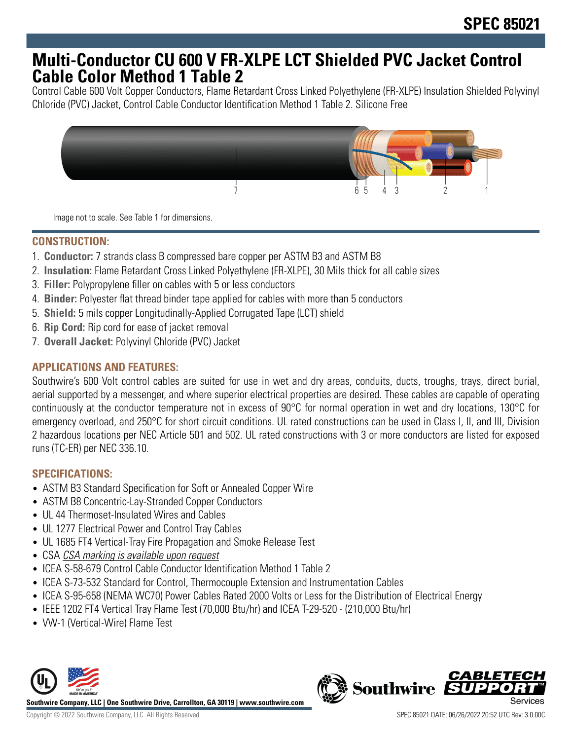# Multi-Conductor CU 600 V FR-XLPE LCT Shielded PVC Jacket Control Cable Color Method 1 Table 2

Control Cable 600 Volt Copper Conductors, Flame Retardant Cross Linked Polyethylene (FR-XLPE) Insulation Shielded Polyvinyl Chloride (PVC) Jacket, Control Cable Conductor Identification Method 1 Table 2. Silicone Free

Image not to scale. See Table 1 for dimensions.

## CONSTRUCTION:

1. **Conductor:** 7 strands class B compressed bare copper per ASTM B3 and ASTM B8
2. **Insulation:** Flame Retardant Cross Linked Polyethylene (FR-XLPE), 30 Mils thick for all cable sizes
3. **Filler:** Polypropylene filler on cables with 5 or less conductors
4. **Binder:** Polyester flat thread binder tape applied for cables with more than 5 conductors
5. **Shield:** 5 mils copper Longitudinally-Applied Corrugated Tape (LCT) shield
6. **Rip Cord:** Rip cord for ease of jacket removal
7. **Overall Jacket:** Polyvinyl Chloride (PVC) Jacket

## APPLICATIONS AND FEATURES:

Southwire's 600 Volt control cables are suited for use in wet and dry areas, conduits, ducts, troughs, trays, direct burial, aerial supported by a messenger, and where superior electrical properties are desired. These cables are capable of operating continuously at the conductor temperature not in excess of 90°C for normal operation in wet and dry locations, 130°C for emergency overload, and 250°C for short circuit conditions. UL rated constructions can be used in Class I, II, and III, Division 2 hazardous locations per NEC Article 501 and 502. UL rated constructions with 3 or more conductors are listed for exposed runs (TC-ER) per NEC 336.10.

## SPECIFICATIONS:

- ASTM B3 Standard Specification for Soft or Annealed Copper Wire
- ASTM B8 Concentric-Lay-Stranded Copper Conductors
- UL 44 Thermoset-Insulated Wires and Cables
- UL 1277 Electrical Power and Control Tray Cables
- UL 1685 FT4 Vertical-Tray Fire Propagation and Smoke Release Test
- CSA *CSA marking is available upon request*
- ICEA S-58-679 Control Cable Conductor Identification Method 1 Table 2
- ICEA S-73-532 Standard for Control, Thermocouple Extension and Instrumentation Cables
- ICEA S-95-658 (NEMA WC70) Power Cables Rated 2000 Volts or Less for the Distribution of Electrical Energy
- IEEE 1202 FT4 Vertical Tray Flame Test (70,000 Btu/hr) and ICEA T-29-520 - (210,000 Btu/hr)
- VW-1 (Vertical-Wire) Flame Test

**Southwire Company, LLC | One Southwire Drive, Carrollton, GA 30119 | www.southwire.com**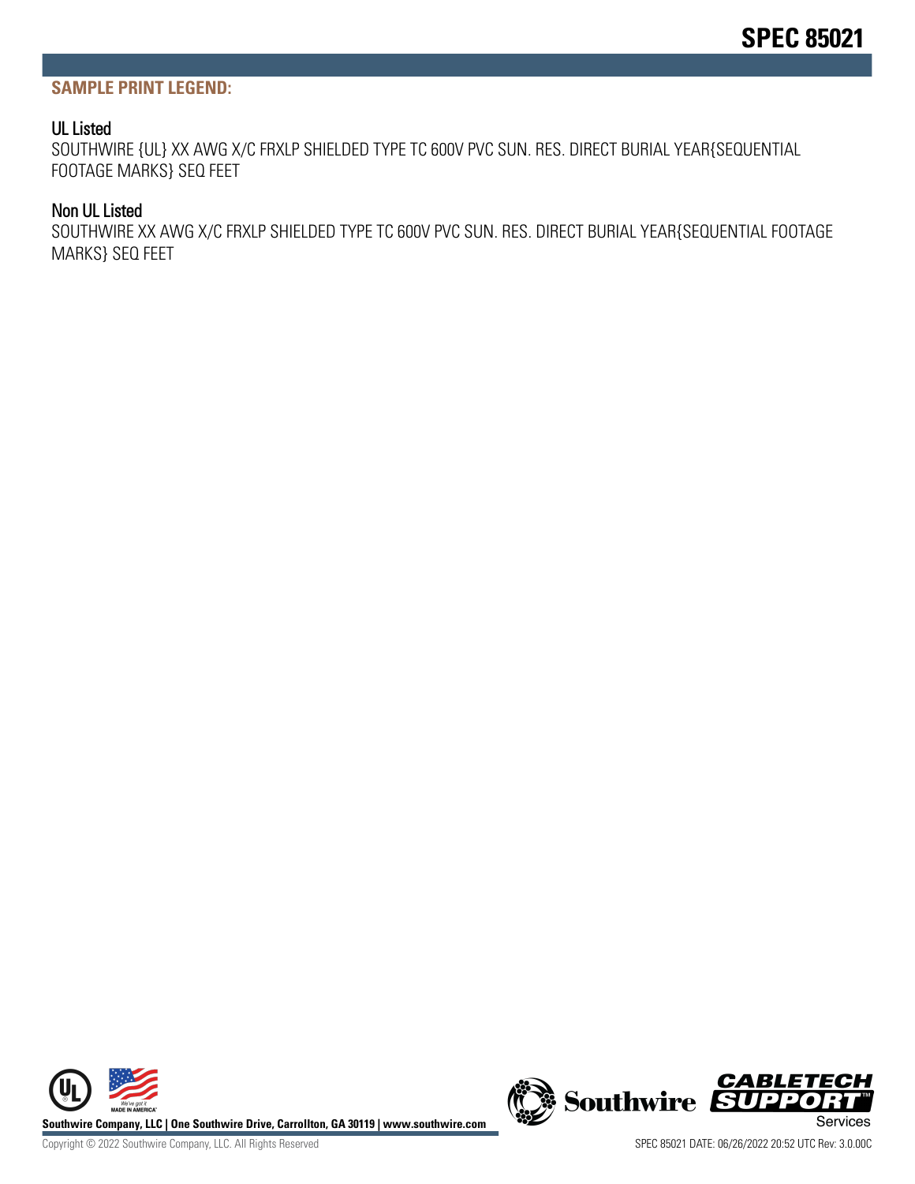**SAMPLE PRINT LEGEND:**

### UL Listed

SOUTHWIRE {UL} XX AWG X/C FRXLP SHIELDED TYPE TC 600V PVC SUN. RES. DIRECT BURIAL YEAR{SEQUENTIAL FOOTAGE MARKS} SEQ FEET

### Non UL Listed

SOUTHWIRE XX AWG X/C FRXLP SHIELDED TYPE TC 600V PVC SUN. RES. DIRECT BURIAL YEAR{SEQUENTIAL FOOTAGE MARKS} SEQ FEET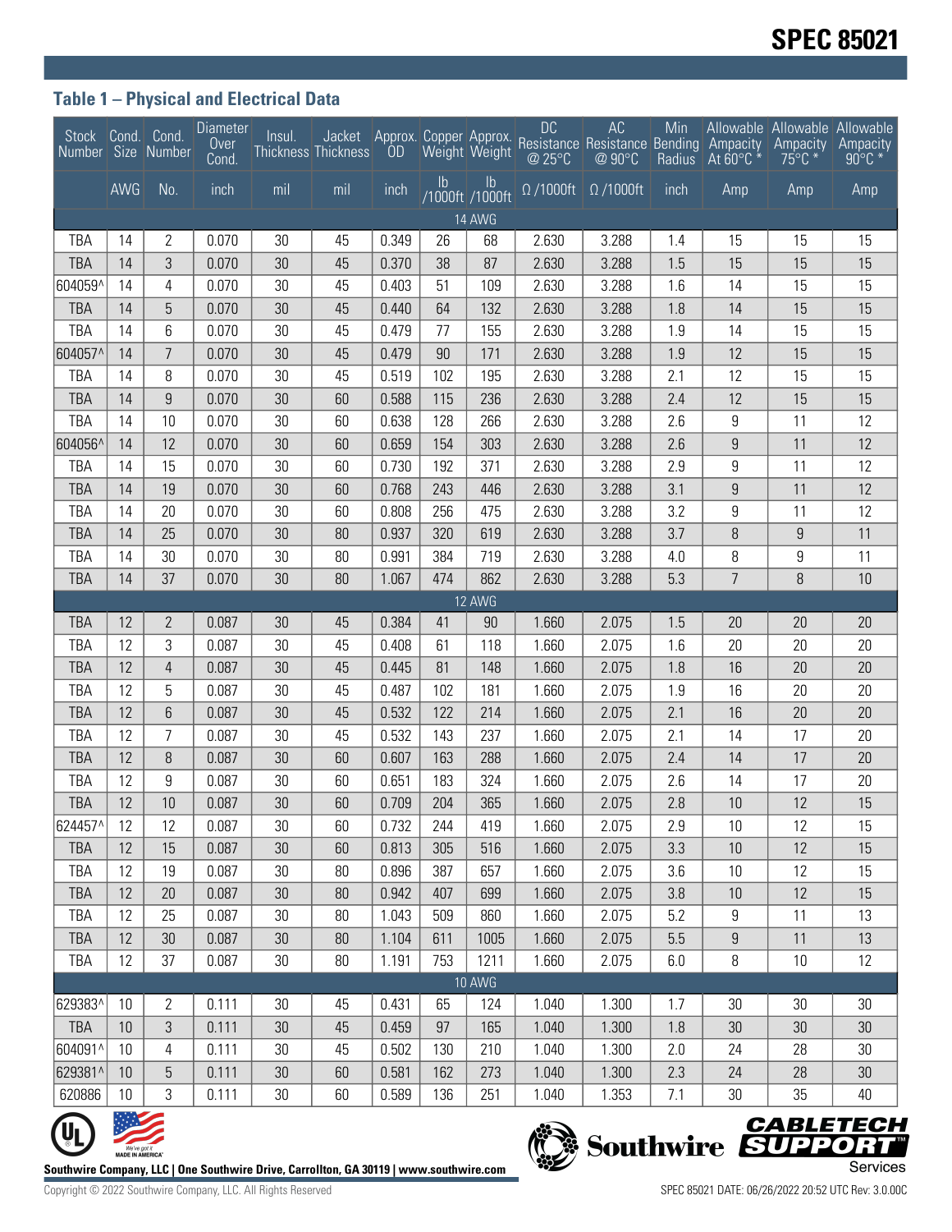# SPEC 85021

## Table 1 – Physical and Electrical Data

| Stock Number | Cond. Size | Cond. Number | Diameter Over Cond. | Insul. Thickness | Jacket Thickness | Approx. OD | Copper Weight | Approx. Weight | DC Resistance @ 25°C | AC Resistance @ 90°C | Min Bending Radius | Allowable Ampacity At 60°C * | Allowable Ampacity 75°C * | Allowable Ampacity 90°C * |
|---|---|---|---|---|---|---|---|---|---|---|---|---|---|---|
| | AWG | No. | inch | mil | mil | inch | lb /1000ft | lb /1000ft | Ω /1000ft | Ω /1000ft | inch | Amp | Amp | Amp |
| 14 AWG | | | | | | | | | | | | | | |
| TBA | 14 | 2 | 0.070 | 30 | 45 | 0.349 | 26 | 68 | 2.630 | 3.288 | 1.4 | 15 | 15 | 15 |
| TBA | 14 | 3 | 0.070 | 30 | 45 | 0.370 | 38 | 87 | 2.630 | 3.288 | 1.5 | 15 | 15 | 15 |
| 604059^ | 14 | 4 | 0.070 | 30 | 45 | 0.403 | 51 | 109 | 2.630 | 3.288 | 1.6 | 14 | 15 | 15 |
| TBA | 14 | 5 | 0.070 | 30 | 45 | 0.440 | 64 | 132 | 2.630 | 3.288 | 1.8 | 14 | 15 | 15 |
| TBA | 14 | 6 | 0.070 | 30 | 45 | 0.479 | 77 | 155 | 2.630 | 3.288 | 1.9 | 14 | 15 | 15 |
| 604057^ | 14 | 7 | 0.070 | 30 | 45 | 0.479 | 90 | 171 | 2.630 | 3.288 | 1.9 | 12 | 15 | 15 |
| TBA | 14 | 8 | 0.070 | 30 | 45 | 0.519 | 102 | 195 | 2.630 | 3.288 | 2.1 | 12 | 15 | 15 |
| TBA | 14 | 9 | 0.070 | 30 | 60 | 0.588 | 115 | 236 | 2.630 | 3.288 | 2.4 | 12 | 15 | 15 |
| TBA | 14 | 10 | 0.070 | 30 | 60 | 0.638 | 128 | 266 | 2.630 | 3.288 | 2.6 | 9 | 11 | 12 |
| 604056^ | 14 | 12 | 0.070 | 30 | 60 | 0.659 | 154 | 303 | 2.630 | 3.288 | 2.6 | 9 | 11 | 12 |
| TBA | 14 | 15 | 0.070 | 30 | 60 | 0.730 | 192 | 371 | 2.630 | 3.288 | 2.9 | 9 | 11 | 12 |
| TBA | 14 | 19 | 0.070 | 30 | 60 | 0.768 | 243 | 446 | 2.630 | 3.288 | 3.1 | 9 | 11 | 12 |
| TBA | 14 | 20 | 0.070 | 30 | 60 | 0.808 | 256 | 475 | 2.630 | 3.288 | 3.2 | 9 | 11 | 12 |
| TBA | 14 | 25 | 0.070 | 30 | 80 | 0.937 | 320 | 619 | 2.630 | 3.288 | 3.7 | 8 | 9 | 11 |
| TBA | 14 | 30 | 0.070 | 30 | 80 | 0.991 | 384 | 719 | 2.630 | 3.288 | 4.0 | 8 | 9 | 11 |
| TBA | 14 | 37 | 0.070 | 30 | 80 | 1.067 | 474 | 862 | 2.630 | 3.288 | 5.3 | 7 | 8 | 10 |
| 12 AWG | | | | | | | | | | | | | | |
| TBA | 12 | 2 | 0.087 | 30 | 45 | 0.384 | 41 | 90 | 1.660 | 2.075 | 1.5 | 20 | 20 | 20 |
| TBA | 12 | 3 | 0.087 | 30 | 45 | 0.408 | 61 | 118 | 1.660 | 2.075 | 1.6 | 20 | 20 | 20 |
| TBA | 12 | 4 | 0.087 | 30 | 45 | 0.445 | 81 | 148 | 1.660 | 2.075 | 1.8 | 16 | 20 | 20 |
| TBA | 12 | 5 | 0.087 | 30 | 45 | 0.487 | 102 | 181 | 1.660 | 2.075 | 1.9 | 16 | 20 | 20 |
| TBA | 12 | 6 | 0.087 | 30 | 45 | 0.532 | 122 | 214 | 1.660 | 2.075 | 2.1 | 16 | 20 | 20 |
| TBA | 12 | 7 | 0.087 | 30 | 45 | 0.532 | 143 | 237 | 1.660 | 2.075 | 2.1 | 14 | 17 | 20 |
| TBA | 12 | 8 | 0.087 | 30 | 60 | 0.607 | 163 | 288 | 1.660 | 2.075 | 2.4 | 14 | 17 | 20 |
| TBA | 12 | 9 | 0.087 | 30 | 60 | 0.651 | 183 | 324 | 1.660 | 2.075 | 2.6 | 14 | 17 | 20 |
| TBA | 12 | 10 | 0.087 | 30 | 60 | 0.709 | 204 | 365 | 1.660 | 2.075 | 2.8 | 10 | 12 | 15 |
| 624457^ | 12 | 12 | 0.087 | 30 | 60 | 0.732 | 244 | 419 | 1.660 | 2.075 | 2.9 | 10 | 12 | 15 |
| TBA | 12 | 15 | 0.087 | 30 | 60 | 0.813 | 305 | 516 | 1.660 | 2.075 | 3.3 | 10 | 12 | 15 |
| TBA | 12 | 19 | 0.087 | 30 | 80 | 0.896 | 387 | 657 | 1.660 | 2.075 | 3.6 | 10 | 12 | 15 |
| TBA | 12 | 20 | 0.087 | 30 | 80 | 0.942 | 407 | 699 | 1.660 | 2.075 | 3.8 | 10 | 12 | 15 |
| TBA | 12 | 25 | 0.087 | 30 | 80 | 1.043 | 509 | 860 | 1.660 | 2.075 | 5.2 | 9 | 11 | 13 |
| TBA | 12 | 30 | 0.087 | 30 | 80 | 1.104 | 611 | 1005 | 1.660 | 2.075 | 5.5 | 9 | 11 | 13 |
| TBA | 12 | 37 | 0.087 | 30 | 80 | 1.191 | 753 | 1211 | 1.660 | 2.075 | 6.0 | 8 | 10 | 12 |
| 10 AWG | | | | | | | | | | | | | | |
| 629383^ | 10 | 2 | 0.111 | 30 | 45 | 0.431 | 65 | 124 | 1.040 | 1.300 | 1.7 | 30 | 30 | 30 |
| TBA | 10 | 3 | 0.111 | 30 | 45 | 0.459 | 97 | 165 | 1.040 | 1.300 | 1.8 | 30 | 30 | 30 |
| 604091^ | 10 | 4 | 0.111 | 30 | 45 | 0.502 | 130 | 210 | 1.040 | 1.300 | 2.0 | 24 | 28 | 30 |
| 629381^ | 10 | 5 | 0.111 | 30 | 60 | 0.581 | 162 | 273 | 1.040 | 1.300 | 2.3 | 24 | 28 | 30 |
| 620886 | 10 | 3 | 0.111 | 30 | 60 | 0.589 | 136 | 251 | 1.040 | 1.353 | 7.1 | 30 | 35 | 40 |

Southwire Company, LLC | One Southwire Drive, Carrollton, GA 30119 | www.southwire.com

Copyright © 2022 Southwire Company, LLC. All Rights Reserved

SPEC 85021 DATE: 06/26/2022 20:52 UTC Rev: 3.0.00C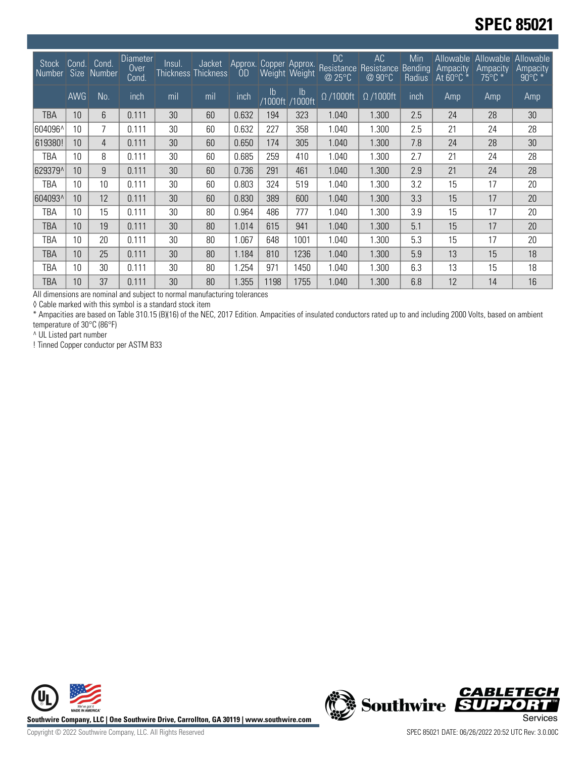# SPEC 85021

| Stock Number | Cond. Size | Cond. Number | Diameter Over Cond. | Insul. Thickness | Jacket Thickness | Approx. OD | Copper Weight | Approx. Weight | DC Resistance @ 25°C | AC Resistance @ 90°C | Min Bending Radius | Allowable Ampacity At 60°C * | Allowable Ampacity 75°C * | Allowable Ampacity 90°C * |
|---|---|---|---|---|---|---|---|---|---|---|---|---|---|---|
| | AWG | No. | inch | mil | mil | inch | lb /1000ft | lb /1000ft | Ω /1000ft | Ω /1000ft | inch | Amp | Amp | Amp |
| TBA | 10 | 6 | 0.111 | 30 | 60 | 0.632 | 194 | 323 | 1.040 | 1.300 | 2.5 | 24 | 28 | 30 |
| 604096^ | 10 | 7 | 0.111 | 30 | 60 | 0.632 | 227 | 358 | 1.040 | 1.300 | 2.5 | 21 | 24 | 28 |
| 619380! | 10 | 4 | 0.111 | 30 | 60 | 0.650 | 174 | 305 | 1.040 | 1.300 | 7.8 | 24 | 28 | 30 |
| TBA | 10 | 8 | 0.111 | 30 | 60 | 0.685 | 259 | 410 | 1.040 | 1.300 | 2.7 | 21 | 24 | 28 |
| 629379^ | 10 | 9 | 0.111 | 30 | 60 | 0.736 | 291 | 461 | 1.040 | 1.300 | 2.9 | 21 | 24 | 28 |
| TBA | 10 | 10 | 0.111 | 30 | 60 | 0.803 | 324 | 519 | 1.040 | 1.300 | 3.2 | 15 | 17 | 20 |
| 604093^ | 10 | 12 | 0.111 | 30 | 60 | 0.830 | 389 | 600 | 1.040 | 1.300 | 3.3 | 15 | 17 | 20 |
| TBA | 10 | 15 | 0.111 | 30 | 80 | 0.964 | 486 | 777 | 1.040 | 1.300 | 3.9 | 15 | 17 | 20 |
| TBA | 10 | 19 | 0.111 | 30 | 80 | 1.014 | 615 | 941 | 1.040 | 1.300 | 5.1 | 15 | 17 | 20 |
| TBA | 10 | 20 | 0.111 | 30 | 80 | 1.067 | 648 | 1001 | 1.040 | 1.300 | 5.3 | 15 | 17 | 20 |
| TBA | 10 | 25 | 0.111 | 30 | 80 | 1.184 | 810 | 1236 | 1.040 | 1.300 | 5.9 | 13 | 15 | 18 |
| TBA | 10 | 30 | 0.111 | 30 | 80 | 1.254 | 971 | 1450 | 1.040 | 1.300 | 6.3 | 13 | 15 | 18 |
| TBA | 10 | 37 | 0.111 | 30 | 80 | 1.355 | 1198 | 1755 | 1.040 | 1.300 | 6.8 | 12 | 14 | 16 |

All dimensions are nominal and subject to normal manufacturing tolerances

◊ Cable marked with this symbol is a standard stock item

* Ampacities are based on Table 310.15 (B)(16) of the NEC, 2017 Edition. Ampacities of insulated conductors rated up to and including 2000 Volts, based on ambient temperature of 30°C (86°F)

^ UL Listed part number

! Tinned Copper conductor per ASTM B33

Southwire Company, LLC | One Southwire Drive, Carrollton, GA 30119 | www.southwire.com

Copyright © 2022 Southwire Company, LLC. All Rights Reserved

SPEC 85021 DATE: 06/26/2022 20:52 UTC Rev: 3.0.00C